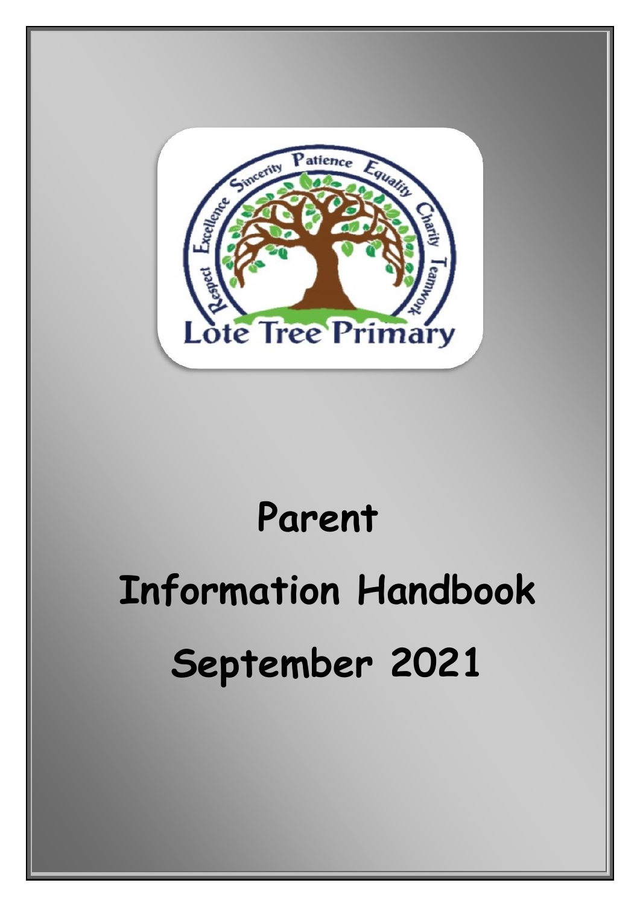Respect Excellence Sincerity Patience Equality Charity Teamwork

Lote Tree Primary

# Parent Information Handbook September 2021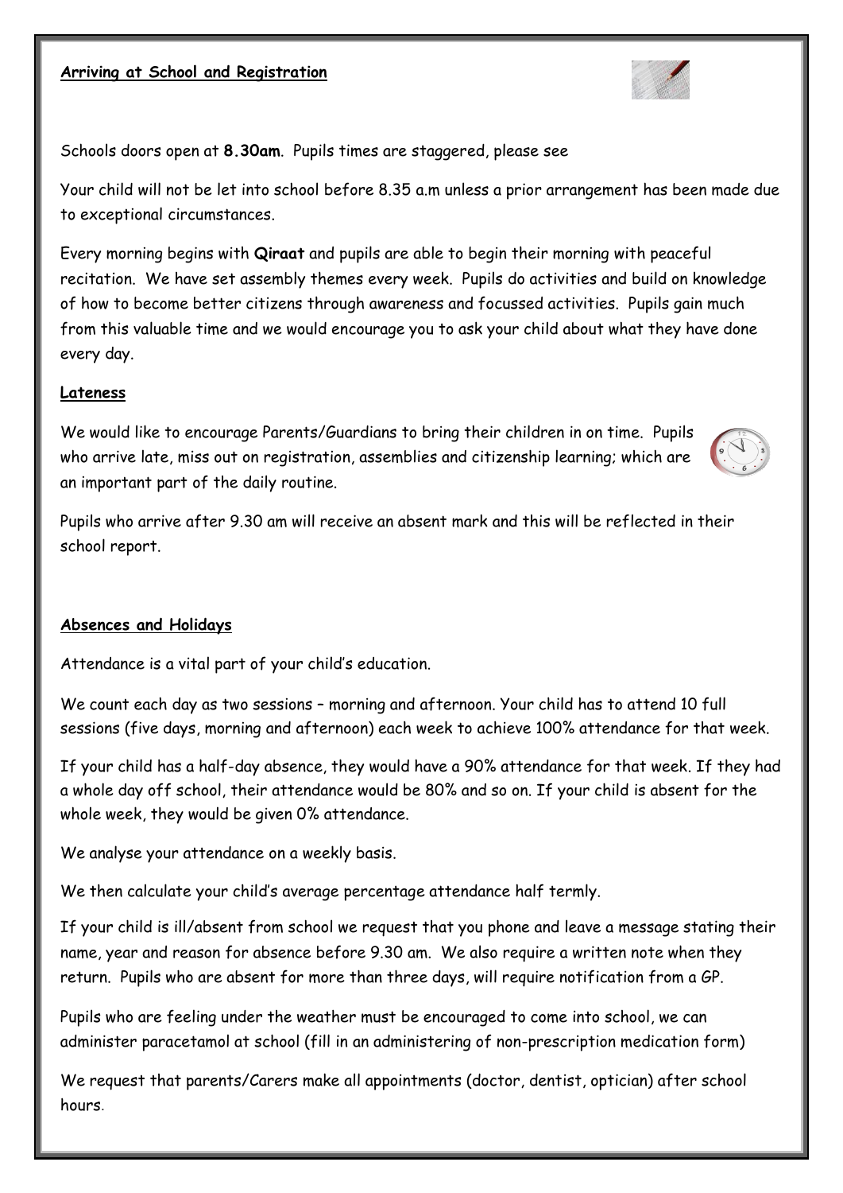## Arriving at School and Registration

Schools doors open at **8.30am**. Pupils times are staggered, please see

Your child will not be let into school before 8.35 a.m unless a prior arrangement has been made due to exceptional circumstances.

Every morning begins with **Qiraat** and pupils are able to begin their morning with peaceful recitation. We have set assembly themes every week. Pupils do activities and build on knowledge of how to become better citizens through awareness and focussed activities. Pupils gain much from this valuable time and we would encourage you to ask your child about what they have done every day.

## Lateness

We would like to encourage Parents/Guardians to bring their children in on time. Pupils who arrive late, miss out on registration, assemblies and citizenship learning; which are an important part of the daily routine.

Pupils who arrive after 9.30 am will receive an absent mark and this will be reflected in their school report.

## Absences and Holidays

Attendance is a vital part of your child's education.

We count each day as two sessions – morning and afternoon. Your child has to attend 10 full sessions (five days, morning and afternoon) each week to achieve 100% attendance for that week.

If your child has a half-day absence, they would have a 90% attendance for that week. If they had a whole day off school, their attendance would be 80% and so on. If your child is absent for the whole week, they would be given 0% attendance.

We analyse your attendance on a weekly basis.

We then calculate your child's average percentage attendance half termly.

If your child is ill/absent from school we request that you phone and leave a message stating their name, year and reason for absence before 9.30 am. We also require a written note when they return. Pupils who are absent for more than three days, will require notification from a GP.

Pupils who are feeling under the weather must be encouraged to come into school, we can administer paracetamol at school (fill in an administering of non-prescription medication form)

We request that parents/Carers make all appointments (doctor, dentist, optician) after school hours.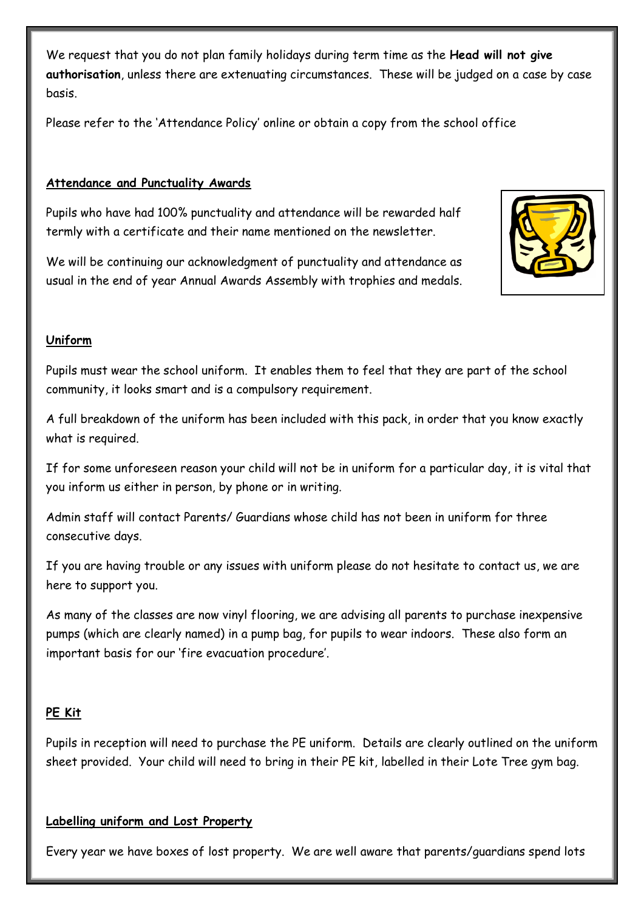We request that you do not plan family holidays during term time as the **Head will not give authorisation**, unless there are extenuating circumstances. These will be judged on a case by case basis.

Please refer to the 'Attendance Policy' online or obtain a copy from the school office

## Attendance and Punctuality Awards

Pupils who have had 100% punctuality and attendance will be rewarded half termly with a certificate and their name mentioned on the newsletter.

We will be continuing our acknowledgment of punctuality and attendance as usual in the end of year Annual Awards Assembly with trophies and medals.

## Uniform

Pupils must wear the school uniform. It enables them to feel that they are part of the school community, it looks smart and is a compulsory requirement.

A full breakdown of the uniform has been included with this pack, in order that you know exactly what is required.

If for some unforeseen reason your child will not be in uniform for a particular day, it is vital that you inform us either in person, by phone or in writing.

Admin staff will contact Parents/ Guardians whose child has not been in uniform for three consecutive days.

If you are having trouble or any issues with uniform please do not hesitate to contact us, we are here to support you.

As many of the classes are now vinyl flooring, we are advising all parents to purchase inexpensive pumps (which are clearly named) in a pump bag, for pupils to wear indoors. These also form an important basis for our 'fire evacuation procedure'.

## PE Kit

Pupils in reception will need to purchase the PE uniform. Details are clearly outlined on the uniform sheet provided. Your child will need to bring in their PE kit, labelled in their Lote Tree gym bag.

## Labelling uniform and Lost Property

Every year we have boxes of lost property. We are well aware that parents/guardians spend lots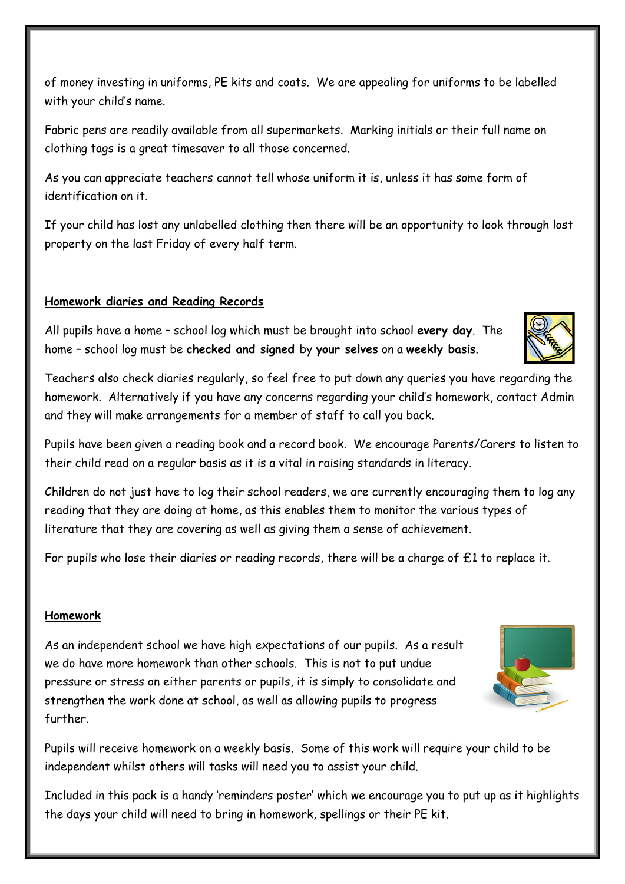of money investing in uniforms, PE kits and coats. We are appealing for uniforms to be labelled with your child's name.

Fabric pens are readily available from all supermarkets. Marking initials or their full name on clothing tags is a great timesaver to all those concerned.

As you can appreciate teachers cannot tell whose uniform it is, unless it has some form of identification on it.

If your child has lost any unlabelled clothing then there will be an opportunity to look through lost property on the last Friday of every half term.

## Homework diaries and Reading Records

All pupils have a home – school log which must be brought into school **every day**. The home – school log must be **checked and signed** by **your selves** on a **weekly basis**.

Teachers also check diaries regularly, so feel free to put down any queries you have regarding the homework. Alternatively if you have any concerns regarding your child's homework, contact Admin and they will make arrangements for a member of staff to call you back.

Pupils have been given a reading book and a record book. We encourage Parents/Carers to listen to their child read on a regular basis as it is a vital in raising standards in literacy.

Children do not just have to log their school readers, we are currently encouraging them to log any reading that they are doing at home, as this enables them to monitor the various types of literature that they are covering as well as giving them a sense of achievement.

For pupils who lose their diaries or reading records, there will be a charge of £1 to replace it.

## Homework

As an independent school we have high expectations of our pupils. As a result we do have more homework than other schools. This is not to put undue pressure or stress on either parents or pupils, it is simply to consolidate and strengthen the work done at school, as well as allowing pupils to progress further.

Pupils will receive homework on a weekly basis. Some of this work will require your child to be independent whilst others will tasks will need you to assist your child.

Included in this pack is a handy 'reminders poster' which we encourage you to put up as it highlights the days your child will need to bring in homework, spellings or their PE kit.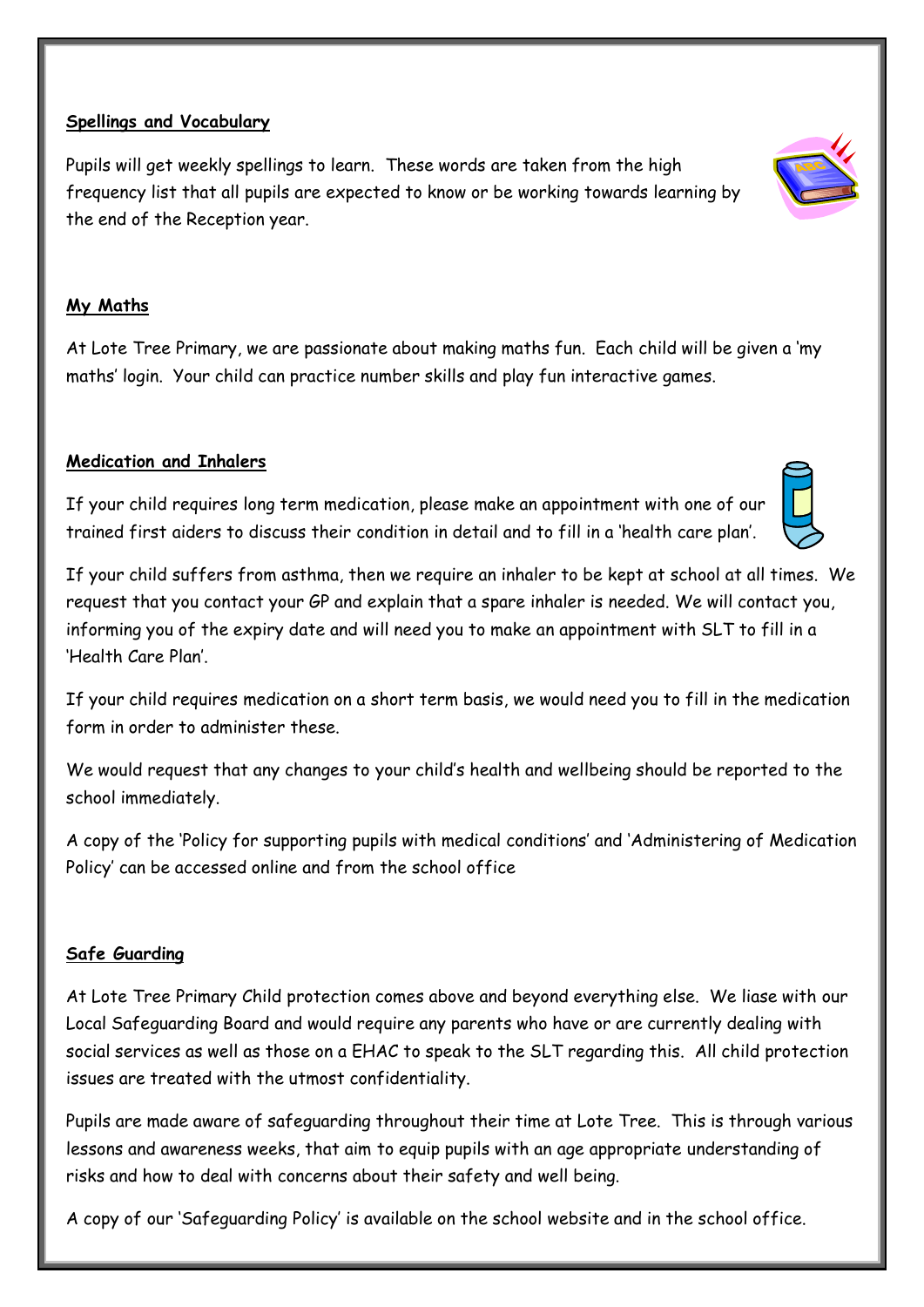**Spellings and Vocabulary**

Pupils will get weekly spellings to learn. These words are taken from the high frequency list that all pupils are expected to know or be working towards learning by the end of the Reception year.

**My Maths**

At Lote Tree Primary, we are passionate about making maths fun. Each child will be given a 'my maths' login. Your child can practice number skills and play fun interactive games.

**Medication and Inhalers**

If your child requires long term medication, please make an appointment with one of our trained first aiders to discuss their condition in detail and to fill in a 'health care plan'.

If your child suffers from asthma, then we require an inhaler to be kept at school at all times. We request that you contact your GP and explain that a spare inhaler is needed. We will contact you, informing you of the expiry date and will need you to make an appointment with SLT to fill in a 'Health Care Plan'.

If your child requires medication on a short term basis, we would need you to fill in the medication form in order to administer these.

We would request that any changes to your child's health and wellbeing should be reported to the school immediately.

A copy of the 'Policy for supporting pupils with medical conditions' and 'Administering of Medication Policy' can be accessed online and from the school office

**Safe Guarding**

At Lote Tree Primary Child protection comes above and beyond everything else. We liase with our Local Safeguarding Board and would require any parents who have or are currently dealing with social services as well as those on a EHAC to speak to the SLT regarding this. All child protection issues are treated with the utmost confidentiality.

Pupils are made aware of safeguarding throughout their time at Lote Tree. This is through various lessons and awareness weeks, that aim to equip pupils with an age appropriate understanding of risks and how to deal with concerns about their safety and well being.

A copy of our 'Safeguarding Policy' is available on the school website and in the school office.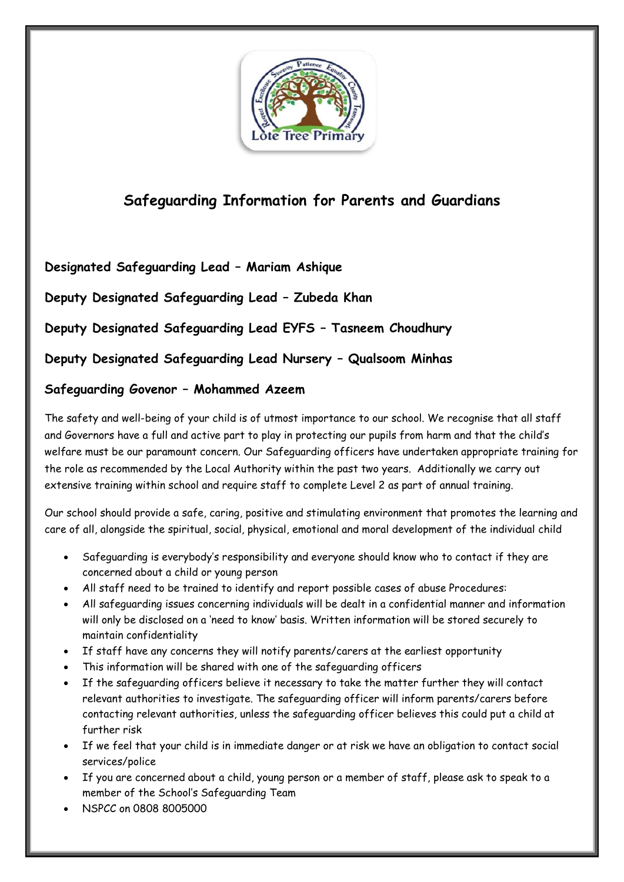# Safeguarding Information for Parents and Guardians

**Designated Safeguarding Lead – Mariam Ashique**

**Deputy Designated Safeguarding Lead – Zubeda Khan**

**Deputy Designated Safeguarding Lead EYFS – Tasneem Choudhury**

**Deputy Designated Safeguarding Lead Nursery – Qualsoom Minhas**

**Safeguarding Govenor – Mohammed Azeem**

The safety and well-being of your child is of utmost importance to our school. We recognise that all staff and Governors have a full and active part to play in protecting our pupils from harm and that the child's welfare must be our paramount concern. Our Safeguarding officers have undertaken appropriate training for the role as recommended by the Local Authority within the past two years. Additionally we carry out extensive training within school and require staff to complete Level 2 as part of annual training.

Our school should provide a safe, caring, positive and stimulating environment that promotes the learning and care of all, alongside the spiritual, social, physical, emotional and moral development of the individual child

- Safeguarding is everybody's responsibility and everyone should know who to contact if they are concerned about a child or young person
- All staff need to be trained to identify and report possible cases of abuse Procedures:
- All safeguarding issues concerning individuals will be dealt in a confidential manner and information will only be disclosed on a 'need to know' basis. Written information will be stored securely to maintain confidentiality
- If staff have any concerns they will notify parents/carers at the earliest opportunity
- This information will be shared with one of the safeguarding officers
- If the safeguarding officers believe it necessary to take the matter further they will contact relevant authorities to investigate. The safeguarding officer will inform parents/carers before contacting relevant authorities, unless the safeguarding officer believes this could put a child at further risk
- If we feel that your child is in immediate danger or at risk we have an obligation to contact social services/police
- If you are concerned about a child, young person or a member of staff, please ask to speak to a member of the School's Safeguarding Team
- NSPCC on 0808 8005000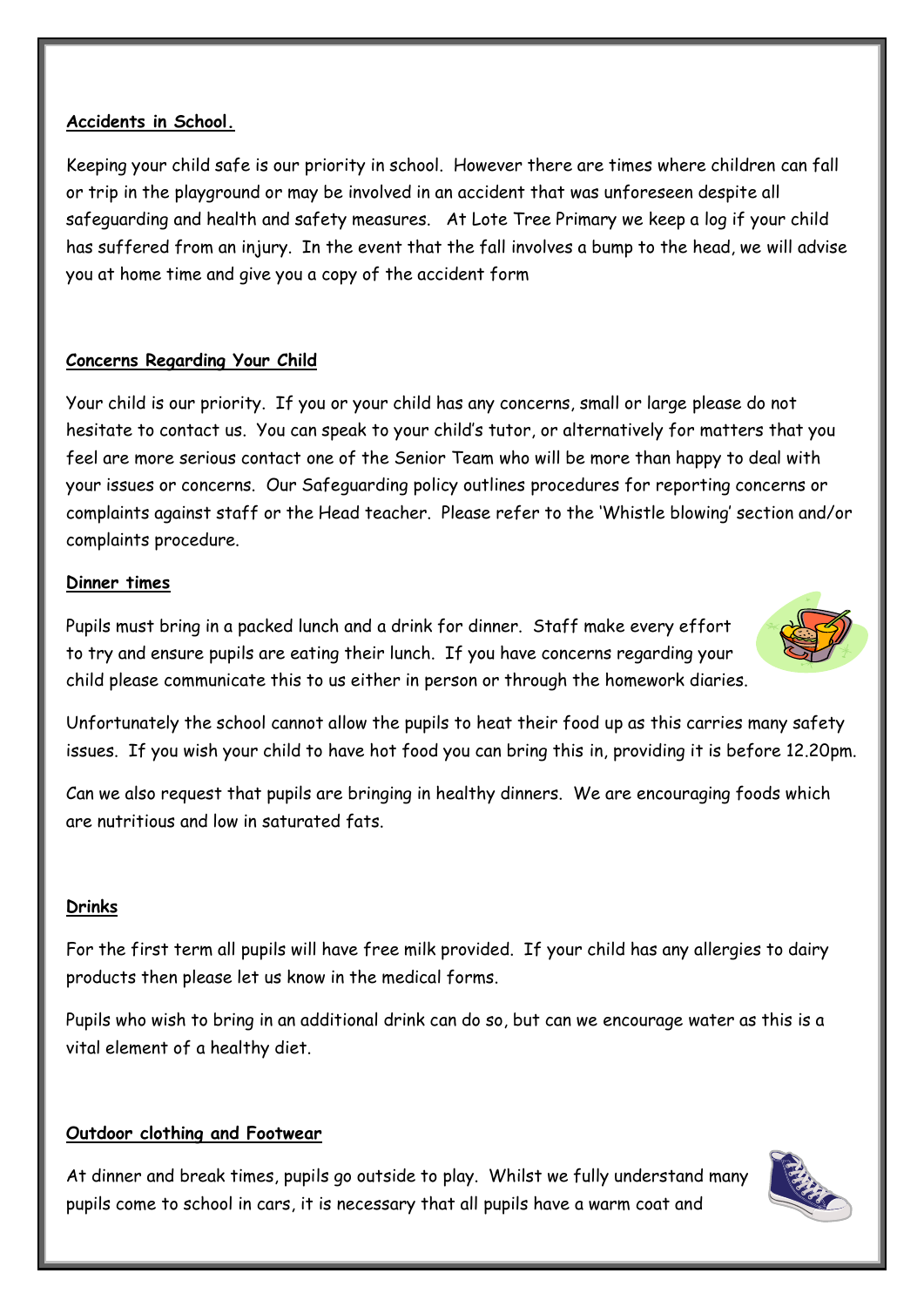## Accidents in School.

Keeping your child safe is our priority in school. However there are times where children can fall or trip in the playground or may be involved in an accident that was unforeseen despite all safeguarding and health and safety measures. At Lote Tree Primary we keep a log if your child has suffered from an injury. In the event that the fall involves a bump to the head, we will advise you at home time and give you a copy of the accident form

## Concerns Regarding Your Child

Your child is our priority. If you or your child has any concerns, small or large please do not hesitate to contact us. You can speak to your child's tutor, or alternatively for matters that you feel are more serious contact one of the Senior Team who will be more than happy to deal with your issues or concerns. Our Safeguarding policy outlines procedures for reporting concerns or complaints against staff or the Head teacher. Please refer to the 'Whistle blowing' section and/or complaints procedure.

## Dinner times

Pupils must bring in a packed lunch and a drink for dinner. Staff make every effort to try and ensure pupils are eating their lunch. If you have concerns regarding your child please communicate this to us either in person or through the homework diaries.

Unfortunately the school cannot allow the pupils to heat their food up as this carries many safety issues. If you wish your child to have hot food you can bring this in, providing it is before 12.20pm.

Can we also request that pupils are bringing in healthy dinners. We are encouraging foods which are nutritious and low in saturated fats.

## Drinks

For the first term all pupils will have free milk provided. If your child has any allergies to dairy products then please let us know in the medical forms.

Pupils who wish to bring in an additional drink can do so, but can we encourage water as this is a vital element of a healthy diet.

## Outdoor clothing and Footwear

At dinner and break times, pupils go outside to play. Whilst we fully understand many pupils come to school in cars, it is necessary that all pupils have a warm coat and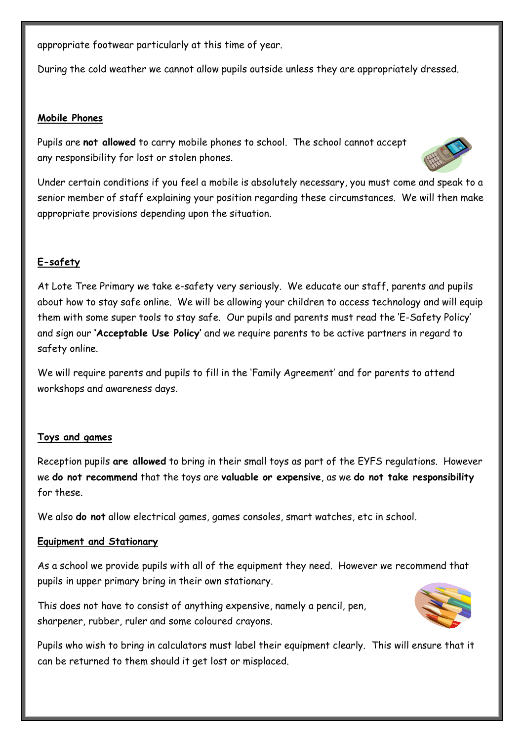appropriate footwear particularly at this time of year.

During the cold weather we cannot allow pupils outside unless they are appropriately dressed.

## Mobile Phones

Pupils are **not allowed** to carry mobile phones to school. The school cannot accept any responsibility for lost or stolen phones.

Under certain conditions if you feel a mobile is absolutely necessary, you must come and speak to a senior member of staff explaining your position regarding these circumstances. We will then make appropriate provisions depending upon the situation.

## E-safety

At Lote Tree Primary we take e-safety very seriously. We educate our staff, parents and pupils about how to stay safe online. We will be allowing your children to access technology and will equip them with some super tools to stay safe. Our pupils and parents must read the 'E-Safety Policy' and sign our **'Acceptable Use Policy'** and we require parents to be active partners in regard to safety online.

We will require parents and pupils to fill in the 'Family Agreement' and for parents to attend workshops and awareness days.

## Toys and games

Reception pupils **are allowed** to bring in their small toys as part of the EYFS regulations. However we **do not recommend** that the toys are **valuable or expensive**, as we **do not take responsibility** for these.

We also **do not** allow electrical games, games consoles, smart watches, etc in school.

## Equipment and Stationary

As a school we provide pupils with all of the equipment they need. However we recommend that pupils in upper primary bring in their own stationary.

This does not have to consist of anything expensive, namely a pencil, pen, sharpener, rubber, ruler and some coloured crayons.

Pupils who wish to bring in calculators must label their equipment clearly. This will ensure that it can be returned to them should it get lost or misplaced.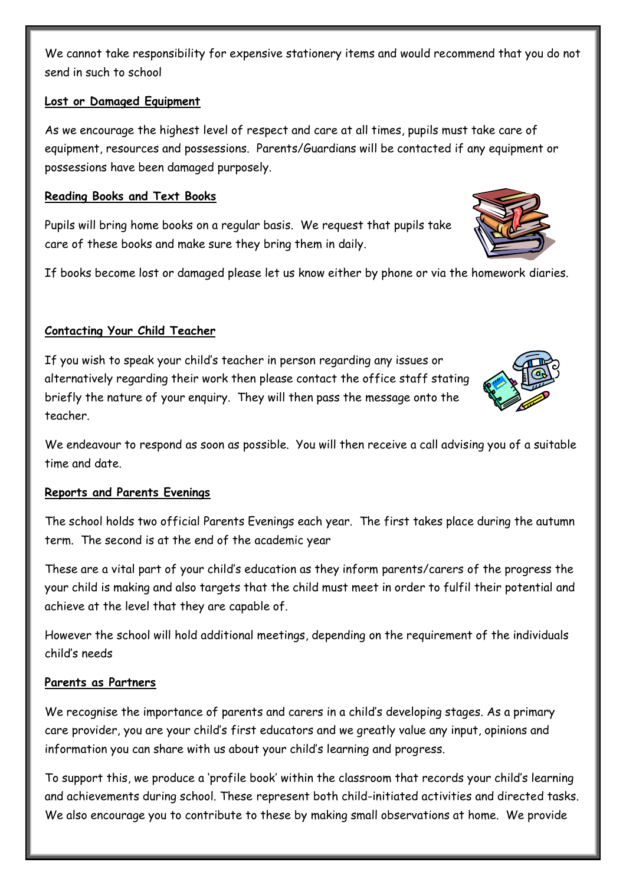We cannot take responsibility for expensive stationery items and would recommend that you do not send in such to school

**Lost or Damaged Equipment**

As we encourage the highest level of respect and care at all times, pupils must take care of equipment, resources and possessions. Parents/Guardians will be contacted if any equipment or possessions have been damaged purposely.

**Reading Books and Text Books**

Pupils will bring home books on a regular basis. We request that pupils take care of these books and make sure they bring them in daily.

If books become lost or damaged please let us know either by phone or via the homework diaries.

**Contacting Your Child Teacher**

If you wish to speak your child's teacher in person regarding any issues or alternatively regarding their work then please contact the office staff stating briefly the nature of your enquiry. They will then pass the message onto the teacher.

We endeavour to respond as soon as possible. You will then receive a call advising you of a suitable time and date.

**Reports and Parents Evenings**

The school holds two official Parents Evenings each year. The first takes place during the autumn term. The second is at the end of the academic year

These are a vital part of your child's education as they inform parents/carers of the progress the your child is making and also targets that the child must meet in order to fulfil their potential and achieve at the level that they are capable of.

However the school will hold additional meetings, depending on the requirement of the individuals child's needs

**Parents as Partners**

We recognise the importance of parents and carers in a child's developing stages. As a primary care provider, you are your child's first educators and we greatly value any input, opinions and information you can share with us about your child's learning and progress.

To support this, we produce a 'profile book' within the classroom that records your child's learning and achievements during school. These represent both child-initiated activities and directed tasks. We also encourage you to contribute to these by making small observations at home. We provide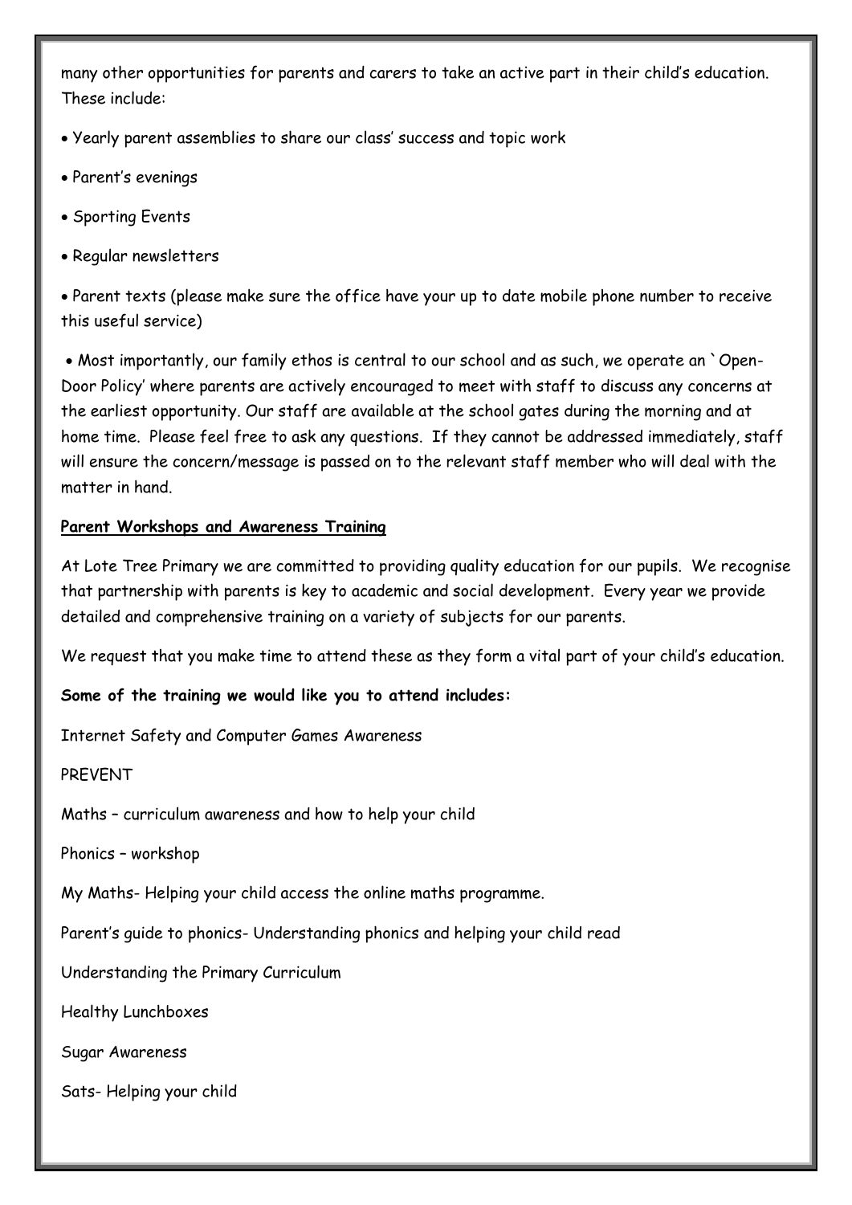many other opportunities for parents and carers to take an active part in their child's education. These include:

- Yearly parent assemblies to share our class' success and topic work
- Parent's evenings
- Sporting Events
- Regular newsletters
- Parent texts (please make sure the office have your up to date mobile phone number to receive this useful service)
- Most importantly, our family ethos is central to our school and as such, we operate an `Open-Door Policy' where parents are actively encouraged to meet with staff to discuss any concerns at the earliest opportunity. Our staff are available at the school gates during the morning and at home time. Please feel free to ask any questions. If they cannot be addressed immediately, staff will ensure the concern/message is passed on to the relevant staff member who will deal with the matter in hand.

**Parent Workshops and Awareness Training**

At Lote Tree Primary we are committed to providing quality education for our pupils. We recognise that partnership with parents is key to academic and social development. Every year we provide detailed and comprehensive training on a variety of subjects for our parents.

We request that you make time to attend these as they form a vital part of your child's education.

**Some of the training we would like you to attend includes:**

Internet Safety and Computer Games Awareness

PREVENT

Maths – curriculum awareness and how to help your child

Phonics – workshop

My Maths- Helping your child access the online maths programme.

Parent's guide to phonics- Understanding phonics and helping your child read

Understanding the Primary Curriculum

Healthy Lunchboxes

Sugar Awareness

Sats- Helping your child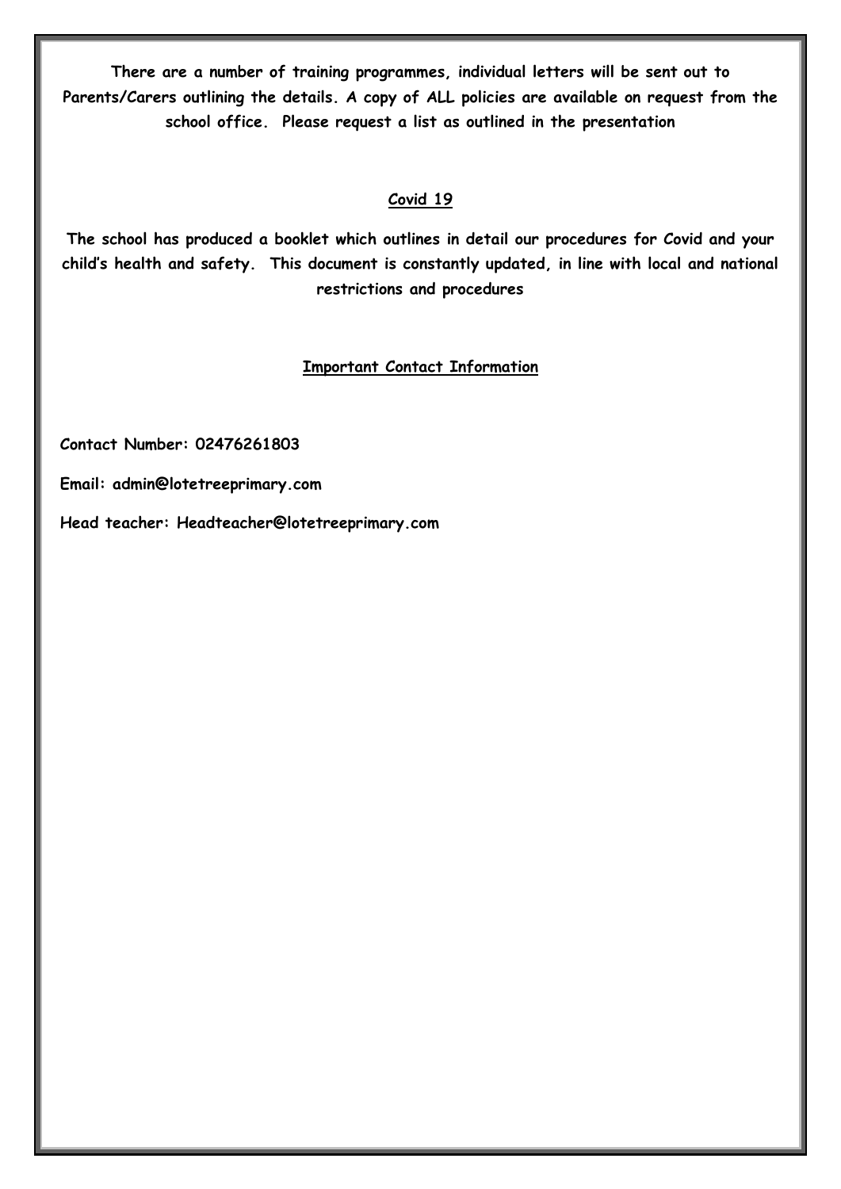**There are a number of training programmes, individual letters will be sent out to Parents/Carers outlining the details. A copy of ALL policies are available on request from the school office. Please request a list as outlined in the presentation**

## Covid 19

**The school has produced a booklet which outlines in detail our procedures for Covid and your child's health and safety. This document is constantly updated, in line with local and national restrictions and procedures**

## Important Contact Information

**Contact Number: 02476261803**

**Email: admin@lotetreeprimary.com**

**Head teacher: Headteacher@lotetreeprimary.com**